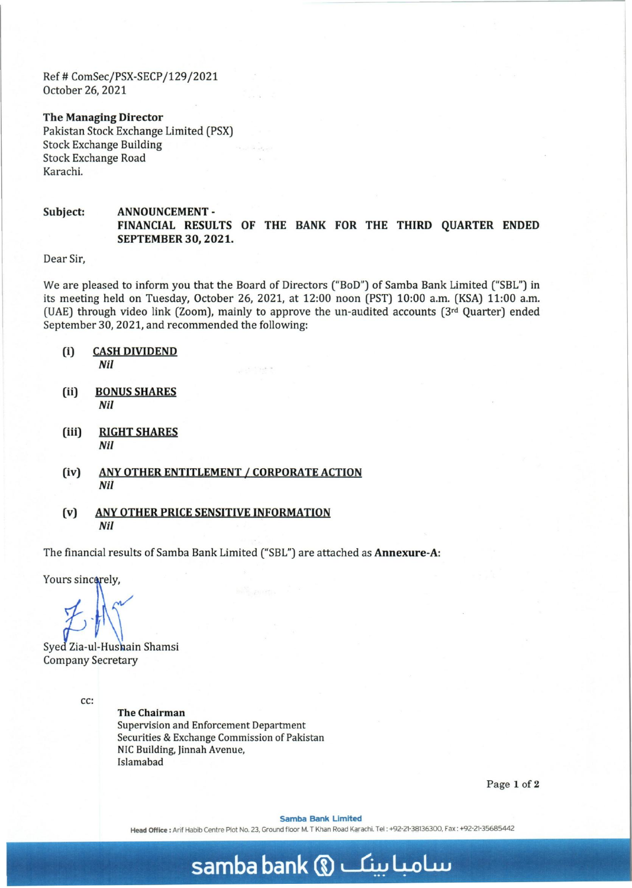Ref # ComSec/PSX-SECP/129/2021
October 26, 2021

**The Managing Director**
Pakistan Stock Exchange Limited (PSX)
Stock Exchange Building
Stock Exchange Road
Karachi.

**Subject:** **ANNOUNCEMENT - FINANCIAL RESULTS OF THE BANK FOR THE THIRD QUARTER ENDED SEPTEMBER 30, 2021.**

Dear Sir,

We are pleased to inform you that the Board of Directors ("BoD") of Samba Bank Limited ("SBL") in its meeting held on Tuesday, October 26, 2021, at 12:00 noon (PST) 10:00 a.m. (KSA) 11:00 a.m. (UAE) through video link (Zoom), mainly to approve the un-audited accounts (3rd Quarter) ended September 30, 2021, and recommended the following:

(i) **CASH DIVIDEND**
*Nil*

(ii) **BONUS SHARES**
*Nil*

(iii) **RIGHT SHARES**
*Nil*

(iv) **ANY OTHER ENTITLEMENT / CORPORATE ACTION**
*Nil*

(v) **ANY OTHER PRICE SENSITIVE INFORMATION**
*Nil*

The financial results of Samba Bank Limited ("SBL") are attached as **Annexure-A**:

Yours sincerely,

Syed Zia-ul-Husnain Shamsi
Company Secretary

cc:

**The Chairman**
Supervision and Enforcement Department
Securities & Exchange Commission of Pakistan
NIC Building, Jinnah Avenue,
Islamabad

**Samba Bank Limited**
**Head Office :** Arif Habib Centre Plot No. 23, Ground floor M. T Khan Road Karachi. Tel : +92-21-38136300, Fax : +92-21-35685442

samba bank سامبا بینک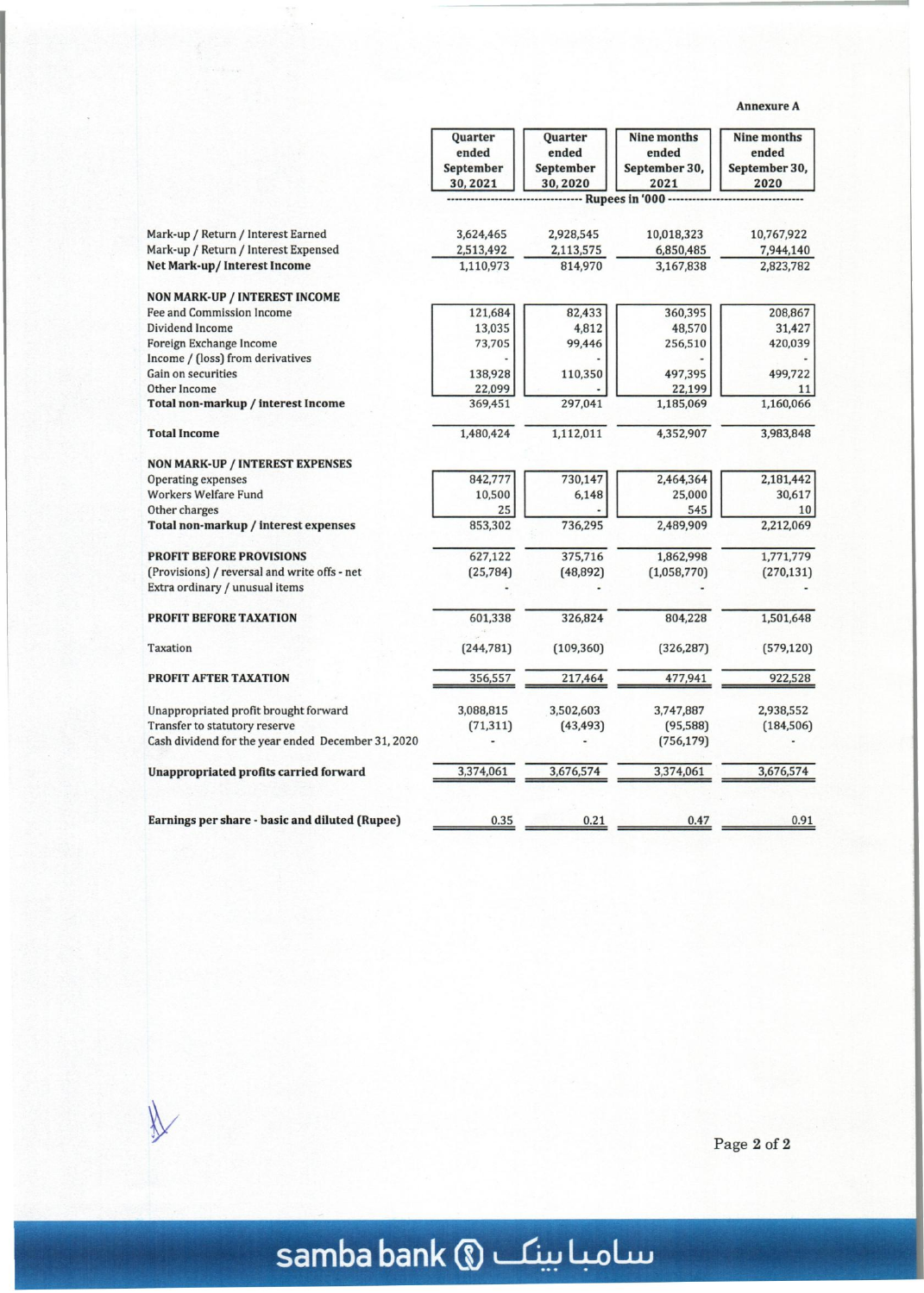Annexure A

| | Quarter ended September 30, 2021 | Quarter ended September 30, 2020 | Nine months ended September 30, 2021 | Nine months ended September 30, 2020 |
|---|---|---|---|---|
| | ---------------- Rupees in '000 ---------------- | | | |
| Mark-up / Return / Interest Earned | 3,624,465 | 2,928,545 | 10,018,323 | 10,767,922 |
| Mark-up / Return / Interest Expensed | 2,513,492 | 2,113,575 | 6,850,485 | 7,944,140 |
| **Net Mark-up/ Interest Income** | 1,110,973 | 814,970 | 3,167,838 | 2,823,782 |
| **NON MARK-UP / INTEREST INCOME** | | | | |
| Fee and Commission Income | 121,684 | 82,433 | 360,395 | 208,867 |
| Dividend Income | 13,035 | 4,812 | 48,570 | 31,427 |
| Foreign Exchange Income | 73,705 | 99,446 | 256,510 | 420,039 |
| Income / (loss) from derivatives | - | - | - | - |
| Gain on securities | 138,928 | 110,350 | 497,395 | 499,722 |
| Other Income | 22,099 | - | 22,199 | 11 |
| **Total non-markup / interest Income** | 369,451 | 297,041 | 1,185,069 | 1,160,066 |
| **Total Income** | 1,480,424 | 1,112,011 | 4,352,907 | 3,983,848 |
| **NON MARK-UP / INTEREST EXPENSES** | | | | |
| Operating expenses | 842,777 | 730,147 | 2,464,364 | 2,181,442 |
| Workers Welfare Fund | 10,500 | 6,148 | 25,000 | 30,617 |
| Other charges | 25 | - | 545 | 10 |
| **Total non-markup / interest expenses** | 853,302 | 736,295 | 2,489,909 | 2,212,069 |
| **PROFIT BEFORE PROVISIONS** | 627,122 | 375,716 | 1,862,998 | 1,771,779 |
| (Provisions) / reversal and write offs - net | (25,784) | (48,892) | (1,058,770) | (270,131) |
| Extra ordinary / unusual items | - | - | - | - |
| **PROFIT BEFORE TAXATION** | 601,338 | 326,824 | 804,228 | 1,501,648 |
| Taxation | (244,781) | (109,360) | (326,287) | (579,120) |
| **PROFIT AFTER TAXATION** | 356,557 | 217,464 | 477,941 | 922,528 |
| Unappropriated profit brought forward | 3,088,815 | 3,502,603 | 3,747,887 | 2,938,552 |
| Transfer to statutory reserve | (71,311) | (43,493) | (95,588) | (184,506) |
| Cash dividend for the year ended December 31, 2020 | - | - | (756,179) | - |
| **Unappropriated profits carried forward** | 3,374,061 | 3,676,574 | 3,374,061 | 3,676,574 |
| **Earnings per share - basic and diluted (Rupee)** | 0.35 | 0.21 | 0.47 | 0.91 |

samba bank سامبا بینک